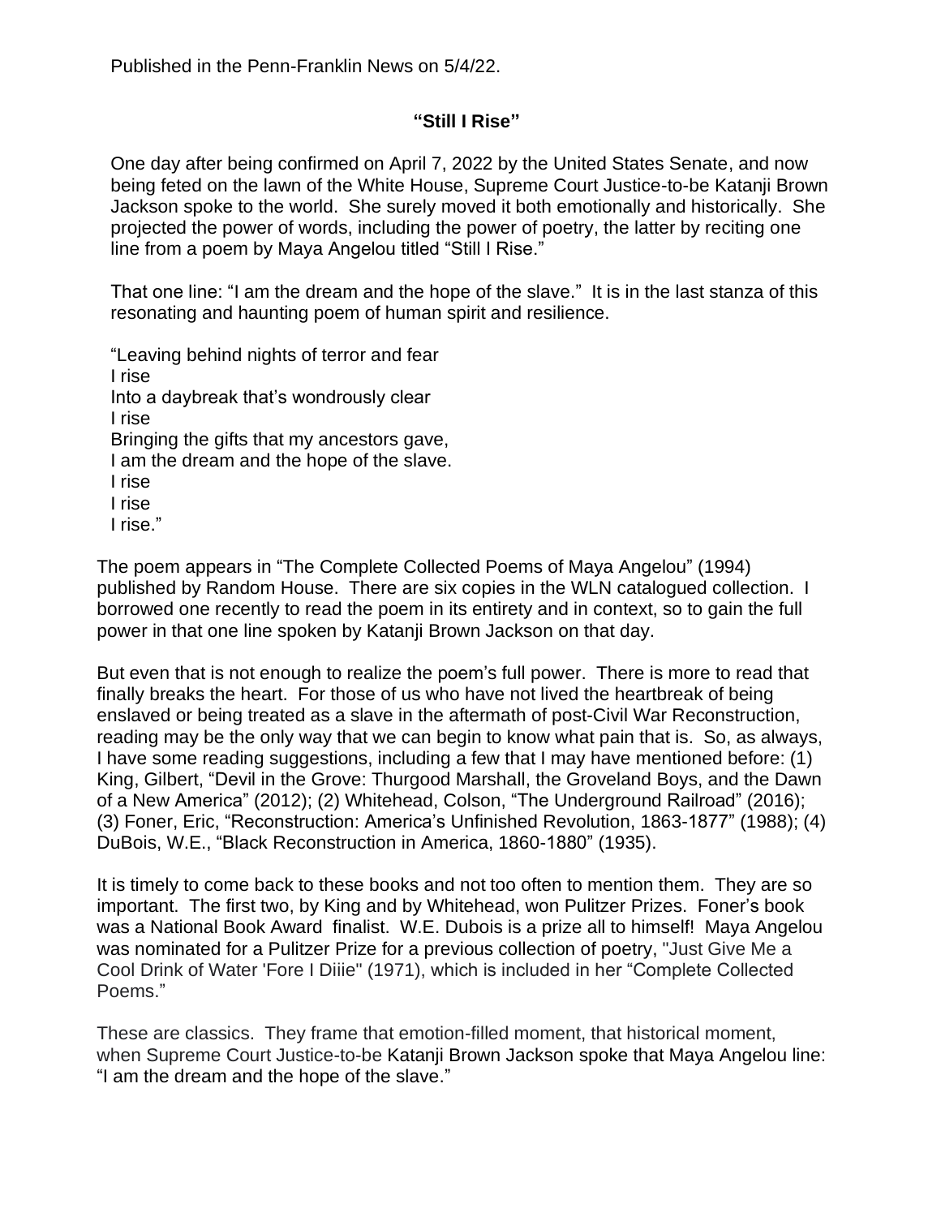Published in the Penn-Franklin News on 5/4/22.

## "Still I Rise"

One day after being confirmed on April 7, 2022 by the United States Senate, and now being feted on the lawn of the White House, Supreme Court Justice-to-be Katanji Brown Jackson spoke to the world. She surely moved it both emotionally and historically. She projected the power of words, including the power of poetry, the latter by reciting one line from a poem by Maya Angelou titled "Still I Rise."

That one line: "I am the dream and the hope of the slave." It is in the last stanza of this resonating and haunting poem of human spirit and resilience.

"Leaving behind nights of terror and fear  
I rise  
Into a daybreak that's wondrously clear  
I rise  
Bringing the gifts that my ancestors gave,  
I am the dream and the hope of the slave.  
I rise  
I rise  
I rise."

The poem appears in "The Complete Collected Poems of Maya Angelou" (1994) published by Random House. There are six copies in the WLN catalogued collection. I borrowed one recently to read the poem in its entirety and in context, so to gain the full power in that one line spoken by Katanji Brown Jackson on that day.

But even that is not enough to realize the poem's full power. There is more to read that finally breaks the heart. For those of us who have not lived the heartbreak of being enslaved or being treated as a slave in the aftermath of post-Civil War Reconstruction, reading may be the only way that we can begin to know what pain that is. So, as always, I have some reading suggestions, including a few that I may have mentioned before: (1) King, Gilbert, "Devil in the Grove: Thurgood Marshall, the Groveland Boys, and the Dawn of a New America" (2012); (2) Whitehead, Colson, "The Underground Railroad" (2016); (3) Foner, Eric, "Reconstruction: America's Unfinished Revolution, 1863-1877" (1988); (4) DuBois, W.E., "Black Reconstruction in America, 1860-1880" (1935).

It is timely to come back to these books and not too often to mention them. They are so important. The first two, by King and by Whitehead, won Pulitzer Prizes. Foner's book was a National Book Award finalist. W.E. Dubois is a prize all to himself! Maya Angelou was nominated for a Pulitzer Prize for a previous collection of poetry, "Just Give Me a Cool Drink of Water 'Fore I Diiie" (1971), which is included in her "Complete Collected Poems."

These are classics. They frame that emotion-filled moment, that historical moment, when Supreme Court Justice-to-be Katanji Brown Jackson spoke that Maya Angelou line: "I am the dream and the hope of the slave."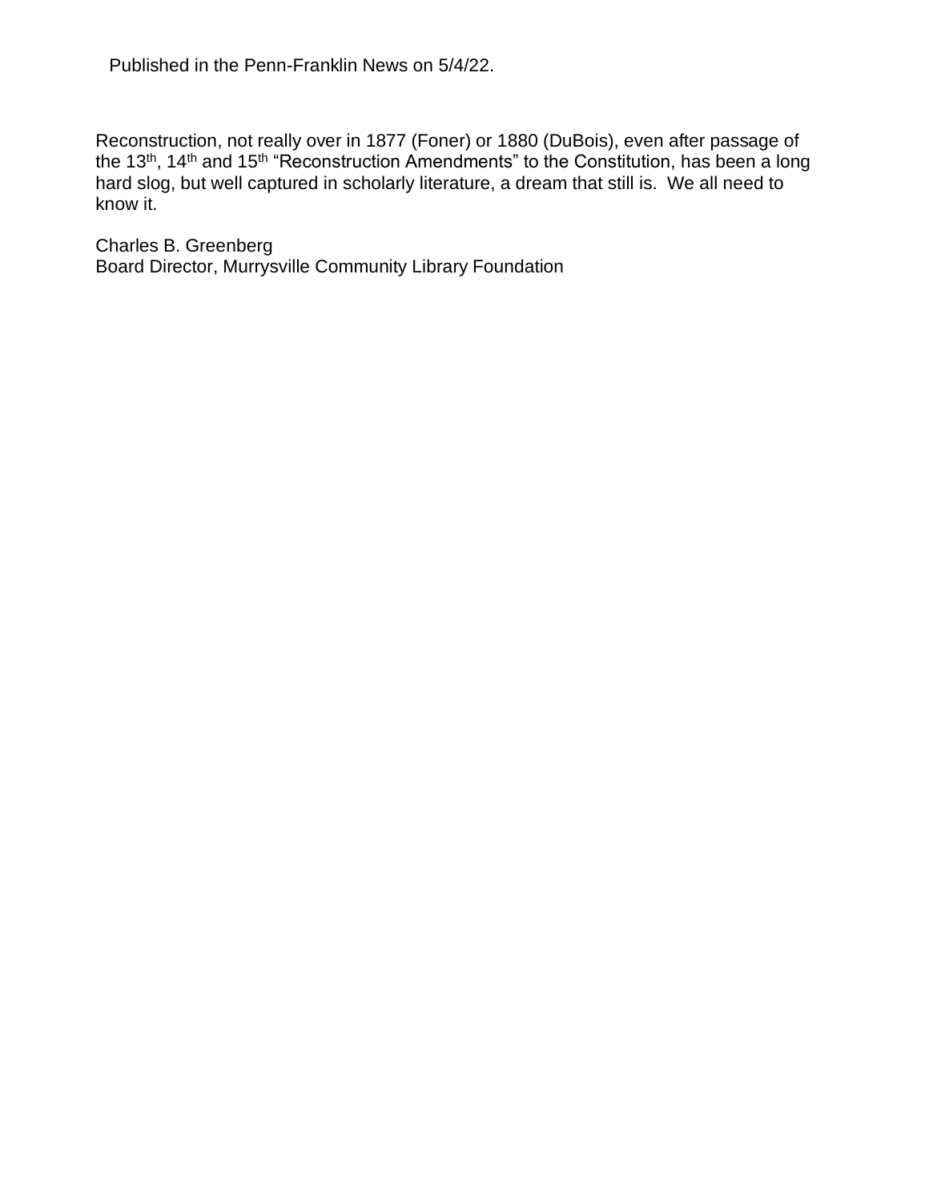Published in the Penn-Franklin News on 5/4/22.

Reconstruction, not really over in 1877 (Foner) or 1880 (DuBois), even after passage of the 13th, 14th and 15th "Reconstruction Amendments" to the Constitution, has been a long hard slog, but well captured in scholarly literature, a dream that still is. We all need to know it.

Charles B. Greenberg
Board Director, Murrysville Community Library Foundation